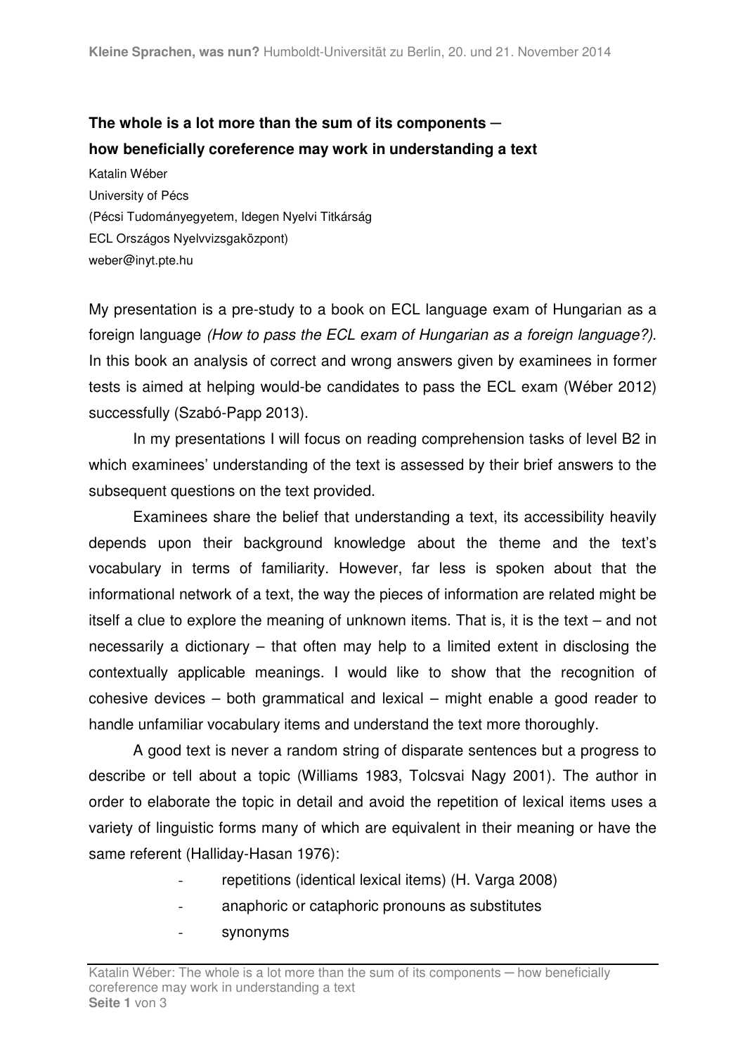**The whole is a lot more than the sum of its components ─**
**how beneficially coreference may work in understanding a text**

Katalin Wéber
University of Pécs
(Pécsi Tudományegyetem, Idegen Nyelvi Titkárság
ECL Országos Nyelvvizsgaközpont)
weber@inyt.pte.hu

My presentation is a pre-study to a book on ECL language exam of Hungarian as a foreign language *(How to pass the ECL exam of Hungarian as a foreign language?)*. In this book an analysis of correct and wrong answers given by examinees in former tests is aimed at helping would-be candidates to pass the ECL exam (Wéber 2012) successfully (Szabó-Papp 2013).

In my presentations I will focus on reading comprehension tasks of level B2 in which examinees' understanding of the text is assessed by their brief answers to the subsequent questions on the text provided.

Examinees share the belief that understanding a text, its accessibility heavily depends upon their background knowledge about the theme and the text's vocabulary in terms of familiarity. However, far less is spoken about that the informational network of a text, the way the pieces of information are related might be itself a clue to explore the meaning of unknown items. That is, it is the text – and not necessarily a dictionary – that often may help to a limited extent in disclosing the contextually applicable meanings. I would like to show that the recognition of cohesive devices – both grammatical and lexical – might enable a good reader to handle unfamiliar vocabulary items and understand the text more thoroughly.

A good text is never a random string of disparate sentences but a progress to describe or tell about a topic (Williams 1983, Tolcsvai Nagy 2001). The author in order to elaborate the topic in detail and avoid the repetition of lexical items uses a variety of linguistic forms many of which are equivalent in their meaning or have the same referent (Halliday-Hasan 1976):

- repetitions (identical lexical items) (H. Varga 2008)
- anaphoric or cataphoric pronouns as substitutes
- synonyms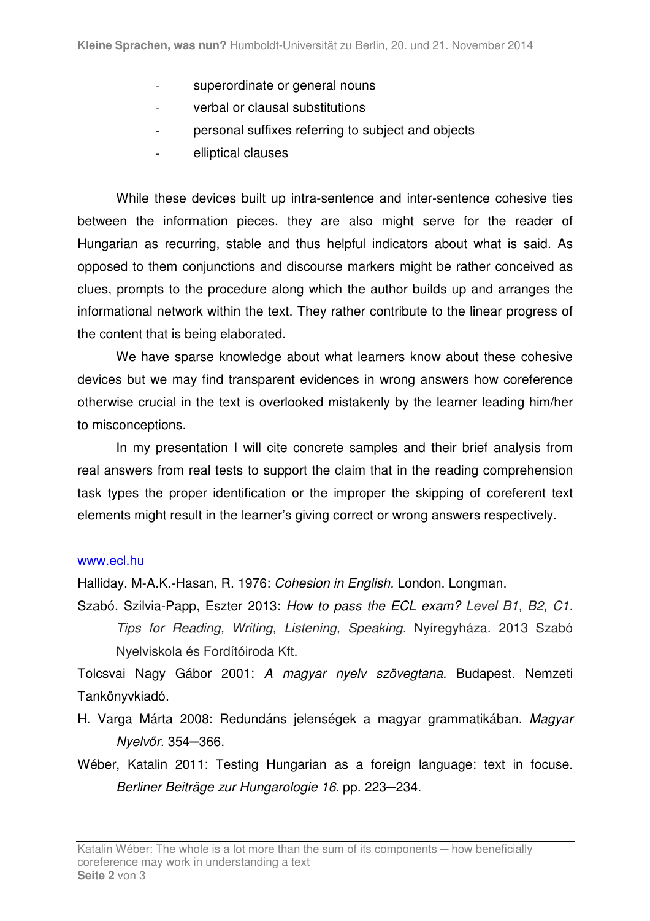- superordinate or general nouns
- verbal or clausal substitutions
- personal suffixes referring to subject and objects
- elliptical clauses

While these devices built up intra-sentence and inter-sentence cohesive ties between the information pieces, they are also might serve for the reader of Hungarian as recurring, stable and thus helpful indicators about what is said. As opposed to them conjunctions and discourse markers might be rather conceived as clues, prompts to the procedure along which the author builds up and arranges the informational network within the text. They rather contribute to the linear progress of the content that is being elaborated.

We have sparse knowledge about what learners know about these cohesive devices but we may find transparent evidences in wrong answers how coreference otherwise crucial in the text is overlooked mistakenly by the learner leading him/her to misconceptions.

In my presentation I will cite concrete samples and their brief analysis from real answers from real tests to support the claim that in the reading comprehension task types the proper identification or the improper the skipping of coreferent text elements might result in the learner's giving correct or wrong answers respectively.

www.ecl.hu

Halliday, M-A.K.-Hasan, R. 1976: *Cohesion in English.* London. Longman.

Szabó, Szilvia-Papp, Eszter 2013: *How to pass the ECL exam? Level B1, B2, C1. Tips for Reading, Writing, Listening, Speaking.* Nyíregyháza. 2013 Szabó Nyelviskola és Fordítóiroda Kft.

Tolcsvai Nagy Gábor 2001: *A magyar nyelv szövegtana.* Budapest. Nemzeti Tankönyvkiadó.

H. Varga Márta 2008: Redundáns jelenségek a magyar grammatikában. *Magyar Nyelvőr.* 354–366.

Wéber, Katalin 2011: Testing Hungarian as a foreign language: text in focuse. *Berliner Beiträge zur Hungarologie 16.* pp. 223–234.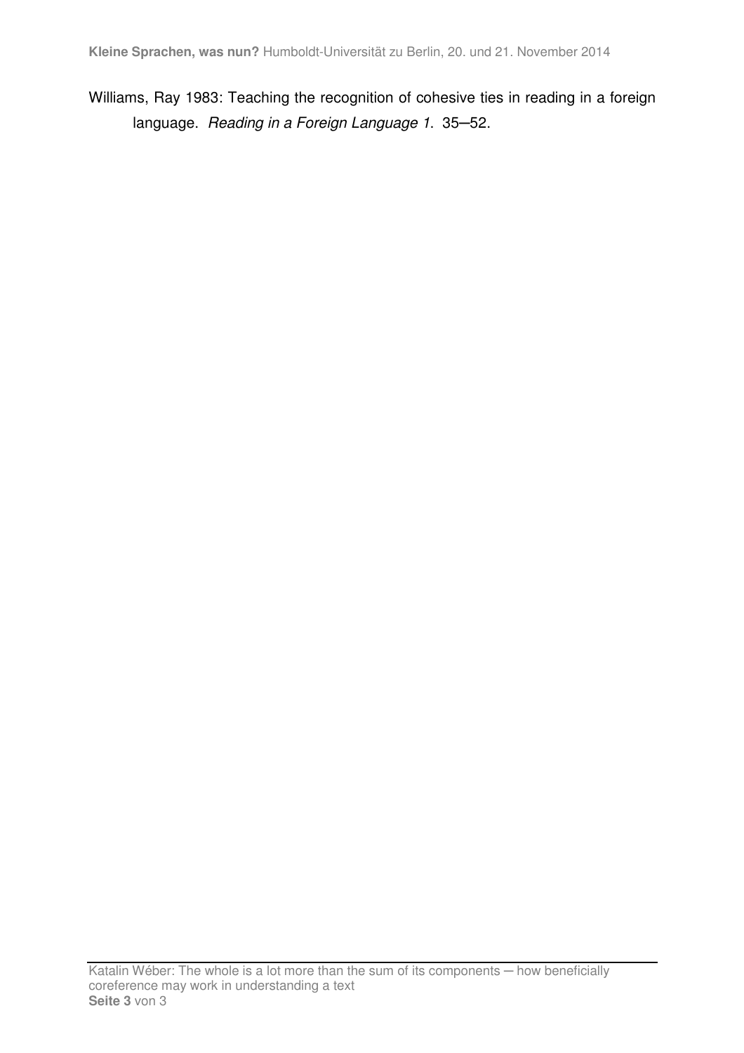Williams, Ray 1983: Teaching the recognition of cohesive ties in reading in a foreign language. *Reading in a Foreign Language 1.* 35–52.